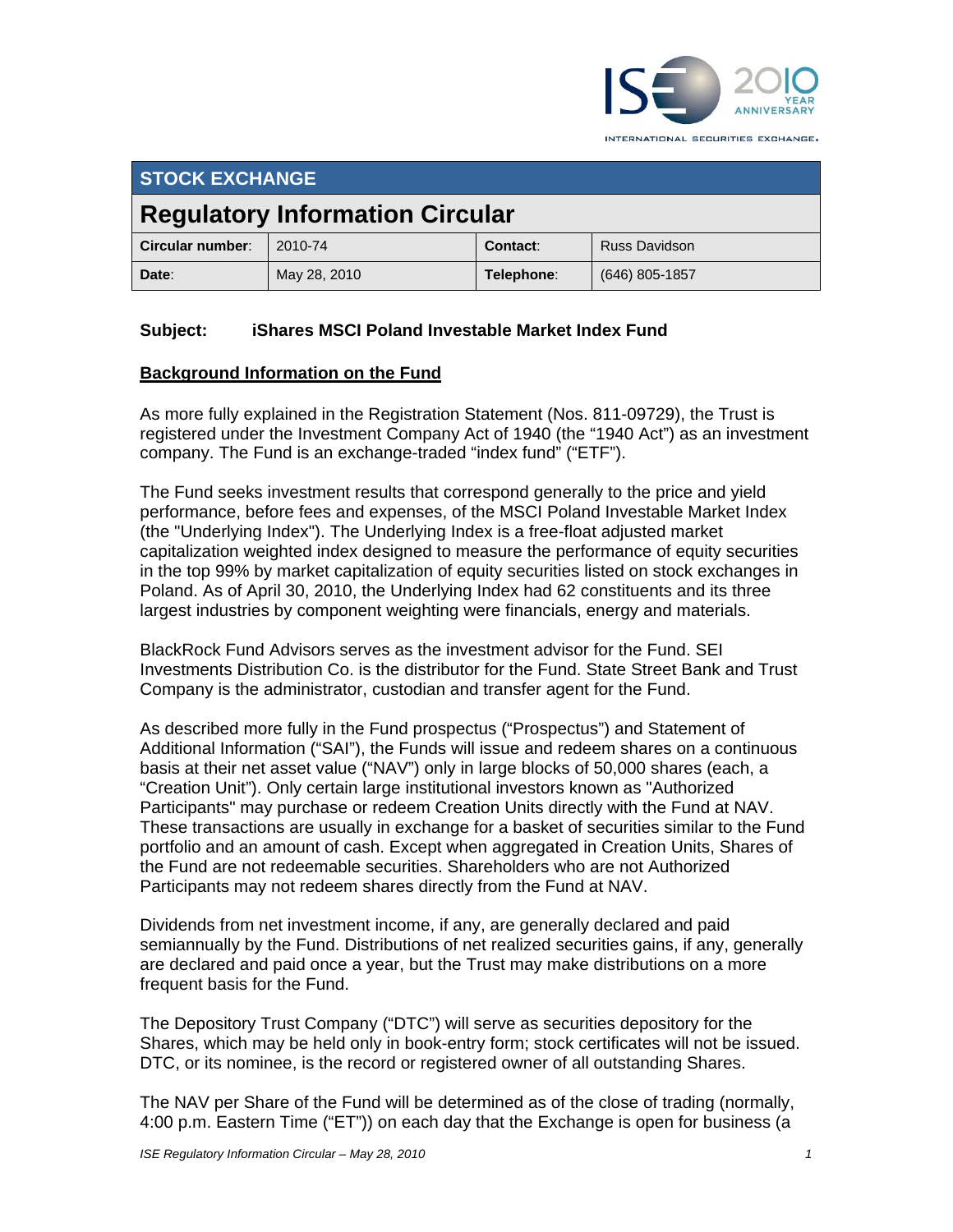## STOCK EXCHANGE

# Regulatory Information Circular

| Circular number: | 2010-74 | Contact: | Russ Davidson |
|---|---|---|---|
| Date: | May 28, 2010 | Telephone: | (646) 805-1857 |

**Subject: iShares MSCI Poland Investable Market Index Fund**

**Background Information on the Fund**

As more fully explained in the Registration Statement (Nos. 811-09729), the Trust is registered under the Investment Company Act of 1940 (the "1940 Act") as an investment company. The Fund is an exchange-traded "index fund" ("ETF").

The Fund seeks investment results that correspond generally to the price and yield performance, before fees and expenses, of the MSCI Poland Investable Market Index (the "Underlying Index"). The Underlying Index is a free-float adjusted market capitalization weighted index designed to measure the performance of equity securities in the top 99% by market capitalization of equity securities listed on stock exchanges in Poland. As of April 30, 2010, the Underlying Index had 62 constituents and its three largest industries by component weighting were financials, energy and materials.

BlackRock Fund Advisors serves as the investment advisor for the Fund. SEI Investments Distribution Co. is the distributor for the Fund. State Street Bank and Trust Company is the administrator, custodian and transfer agent for the Fund.

As described more fully in the Fund prospectus ("Prospectus") and Statement of Additional Information ("SAI"), the Funds will issue and redeem shares on a continuous basis at their net asset value ("NAV") only in large blocks of 50,000 shares (each, a "Creation Unit"). Only certain large institutional investors known as "Authorized Participants" may purchase or redeem Creation Units directly with the Fund at NAV. These transactions are usually in exchange for a basket of securities similar to the Fund portfolio and an amount of cash. Except when aggregated in Creation Units, Shares of the Fund are not redeemable securities. Shareholders who are not Authorized Participants may not redeem shares directly from the Fund at NAV.

Dividends from net investment income, if any, are generally declared and paid semiannually by the Fund. Distributions of net realized securities gains, if any, generally are declared and paid once a year, but the Trust may make distributions on a more frequent basis for the Fund.

The Depository Trust Company ("DTC") will serve as securities depository for the Shares, which may be held only in book-entry form; stock certificates will not be issued. DTC, or its nominee, is the record or registered owner of all outstanding Shares.

The NAV per Share of the Fund will be determined as of the close of trading (normally, 4:00 p.m. Eastern Time ("ET")) on each day that the Exchange is open for business (a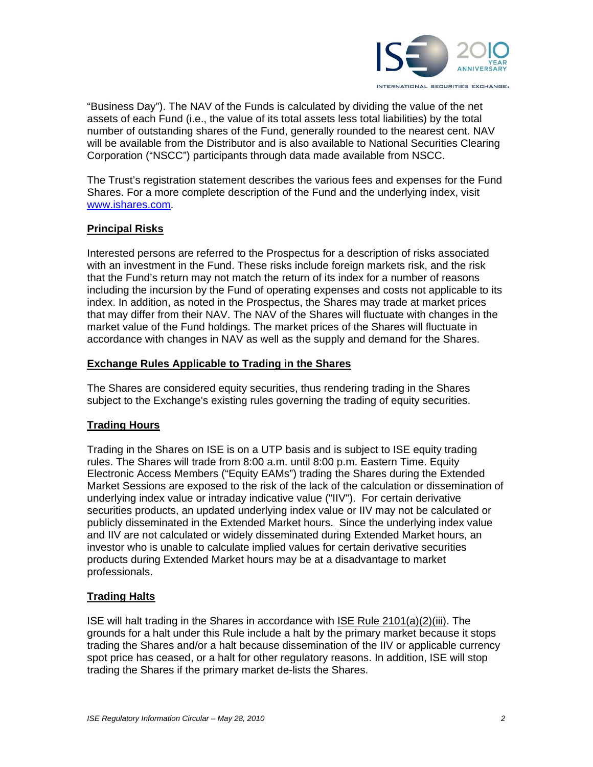"Business Day"). The NAV of the Funds is calculated by dividing the value of the net assets of each Fund (i.e., the value of its total assets less total liabilities) by the total number of outstanding shares of the Fund, generally rounded to the nearest cent. NAV will be available from the Distributor and is also available to National Securities Clearing Corporation ("NSCC") participants through data made available from NSCC.

The Trust's registration statement describes the various fees and expenses for the Fund Shares. For a more complete description of the Fund and the underlying index, visit www.ishares.com.

## Principal Risks

Interested persons are referred to the Prospectus for a description of risks associated with an investment in the Fund. These risks include foreign markets risk, and the risk that the Fund's return may not match the return of its index for a number of reasons including the incursion by the Fund of operating expenses and costs not applicable to its index. In addition, as noted in the Prospectus, the Shares may trade at market prices that may differ from their NAV. The NAV of the Shares will fluctuate with changes in the market value of the Fund holdings. The market prices of the Shares will fluctuate in accordance with changes in NAV as well as the supply and demand for the Shares.

## Exchange Rules Applicable to Trading in the Shares

The Shares are considered equity securities, thus rendering trading in the Shares subject to the Exchange's existing rules governing the trading of equity securities.

## Trading Hours

Trading in the Shares on ISE is on a UTP basis and is subject to ISE equity trading rules. The Shares will trade from 8:00 a.m. until 8:00 p.m. Eastern Time. Equity Electronic Access Members ("Equity EAMs") trading the Shares during the Extended Market Sessions are exposed to the risk of the lack of the calculation or dissemination of underlying index value or intraday indicative value ("IIV"). For certain derivative securities products, an updated underlying index value or IIV may not be calculated or publicly disseminated in the Extended Market hours. Since the underlying index value and IIV are not calculated or widely disseminated during Extended Market hours, an investor who is unable to calculate implied values for certain derivative securities products during Extended Market hours may be at a disadvantage to market professionals.

## Trading Halts

ISE will halt trading in the Shares in accordance with ISE Rule 2101(a)(2)(iii). The grounds for a halt under this Rule include a halt by the primary market because it stops trading the Shares and/or a halt because dissemination of the IIV or applicable currency spot price has ceased, or a halt for other regulatory reasons. In addition, ISE will stop trading the Shares if the primary market de-lists the Shares.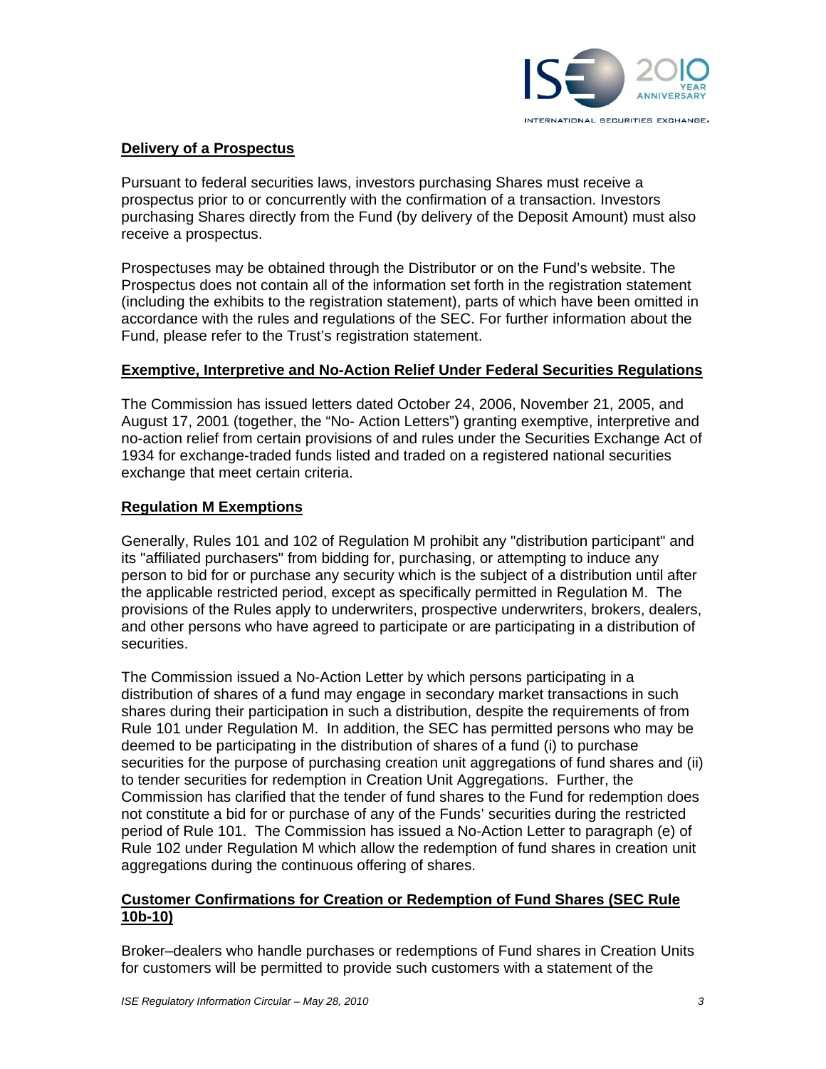## Delivery of a Prospectus

Pursuant to federal securities laws, investors purchasing Shares must receive a prospectus prior to or concurrently with the confirmation of a transaction. Investors purchasing Shares directly from the Fund (by delivery of the Deposit Amount) must also receive a prospectus.

Prospectuses may be obtained through the Distributor or on the Fund's website. The Prospectus does not contain all of the information set forth in the registration statement (including the exhibits to the registration statement), parts of which have been omitted in accordance with the rules and regulations of the SEC. For further information about the Fund, please refer to the Trust's registration statement.

## Exemptive, Interpretive and No-Action Relief Under Federal Securities Regulations

The Commission has issued letters dated October 24, 2006, November 21, 2005, and August 17, 2001 (together, the "No- Action Letters") granting exemptive, interpretive and no-action relief from certain provisions of and rules under the Securities Exchange Act of 1934 for exchange-traded funds listed and traded on a registered national securities exchange that meet certain criteria.

## Regulation M Exemptions

Generally, Rules 101 and 102 of Regulation M prohibit any "distribution participant" and its "affiliated purchasers" from bidding for, purchasing, or attempting to induce any person to bid for or purchase any security which is the subject of a distribution until after the applicable restricted period, except as specifically permitted in Regulation M. The provisions of the Rules apply to underwriters, prospective underwriters, brokers, dealers, and other persons who have agreed to participate or are participating in a distribution of securities.

The Commission issued a No-Action Letter by which persons participating in a distribution of shares of a fund may engage in secondary market transactions in such shares during their participation in such a distribution, despite the requirements of from Rule 101 under Regulation M. In addition, the SEC has permitted persons who may be deemed to be participating in the distribution of shares of a fund (i) to purchase securities for the purpose of purchasing creation unit aggregations of fund shares and (ii) to tender securities for redemption in Creation Unit Aggregations. Further, the Commission has clarified that the tender of fund shares to the Fund for redemption does not constitute a bid for or purchase of any of the Funds' securities during the restricted period of Rule 101. The Commission has issued a No-Action Letter to paragraph (e) of Rule 102 under Regulation M which allow the redemption of fund shares in creation unit aggregations during the continuous offering of shares.

## Customer Confirmations for Creation or Redemption of Fund Shares (SEC Rule 10b-10)

Broker–dealers who handle purchases or redemptions of Fund shares in Creation Units for customers will be permitted to provide such customers with a statement of the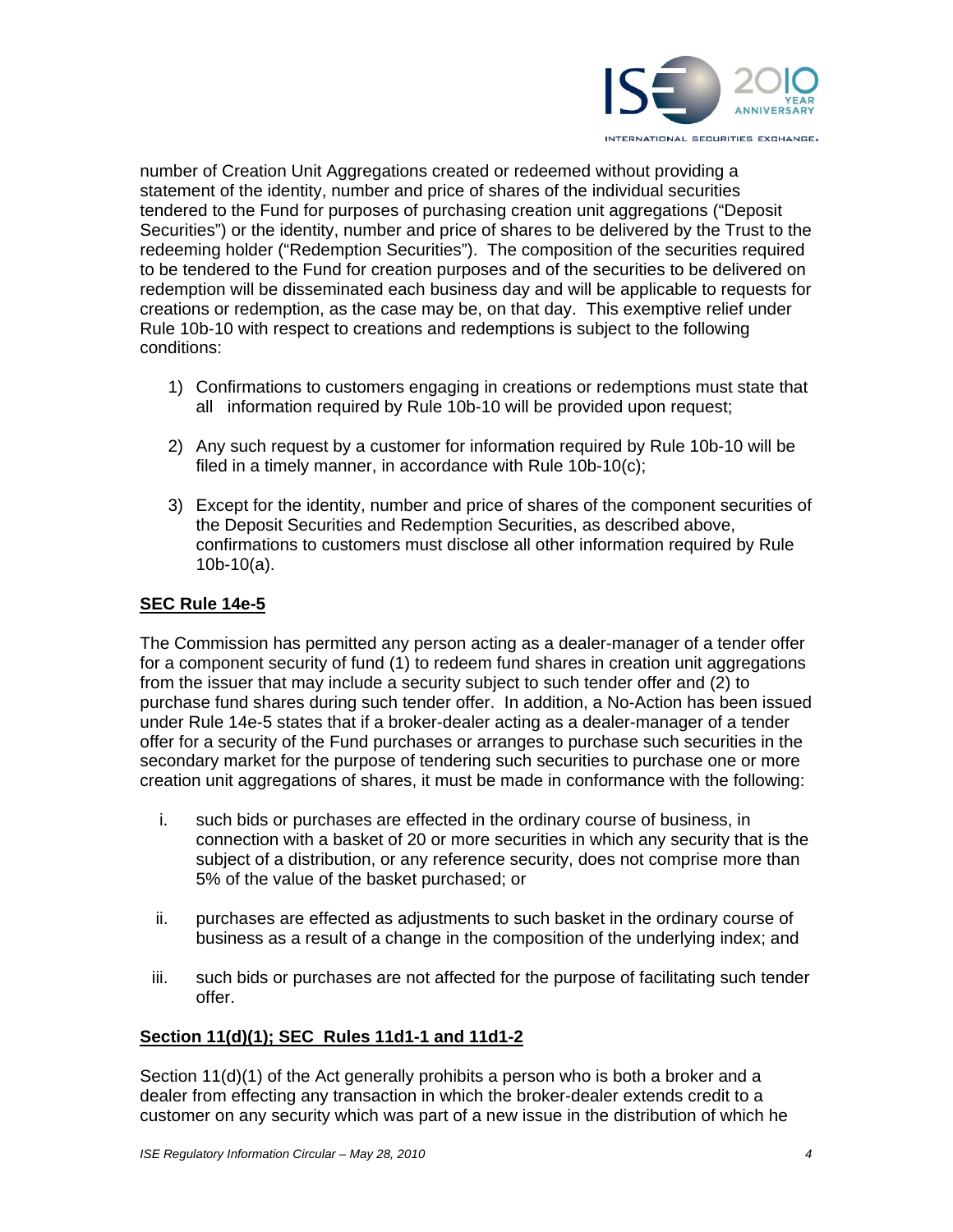number of Creation Unit Aggregations created or redeemed without providing a statement of the identity, number and price of shares of the individual securities tendered to the Fund for purposes of purchasing creation unit aggregations ("Deposit Securities") or the identity, number and price of shares to be delivered by the Trust to the redeeming holder ("Redemption Securities"). The composition of the securities required to be tendered to the Fund for creation purposes and of the securities to be delivered on redemption will be disseminated each business day and will be applicable to requests for creations or redemption, as the case may be, on that day. This exemptive relief under Rule 10b-10 with respect to creations and redemptions is subject to the following conditions:

1) Confirmations to customers engaging in creations or redemptions must state that all information required by Rule 10b-10 will be provided upon request;

2) Any such request by a customer for information required by Rule 10b-10 will be filed in a timely manner, in accordance with Rule 10b-10(c);

3) Except for the identity, number and price of shares of the component securities of the Deposit Securities and Redemption Securities, as described above, confirmations to customers must disclose all other information required by Rule 10b-10(a).

**SEC Rule 14e-5**

The Commission has permitted any person acting as a dealer-manager of a tender offer for a component security of fund (1) to redeem fund shares in creation unit aggregations from the issuer that may include a security subject to such tender offer and (2) to purchase fund shares during such tender offer. In addition, a No-Action has been issued under Rule 14e-5 states that if a broker-dealer acting as a dealer-manager of a tender offer for a security of the Fund purchases or arranges to purchase such securities in the secondary market for the purpose of tendering such securities to purchase one or more creation unit aggregations of shares, it must be made in conformance with the following:

i. such bids or purchases are effected in the ordinary course of business, in connection with a basket of 20 or more securities in which any security that is the subject of a distribution, or any reference security, does not comprise more than 5% of the value of the basket purchased; or

ii. purchases are effected as adjustments to such basket in the ordinary course of business as a result of a change in the composition of the underlying index; and

iii. such bids or purchases are not affected for the purpose of facilitating such tender offer.

**Section 11(d)(1); SEC Rules 11d1-1 and 11d1-2**

Section 11(d)(1) of the Act generally prohibits a person who is both a broker and a dealer from effecting any transaction in which the broker-dealer extends credit to a customer on any security which was part of a new issue in the distribution of which he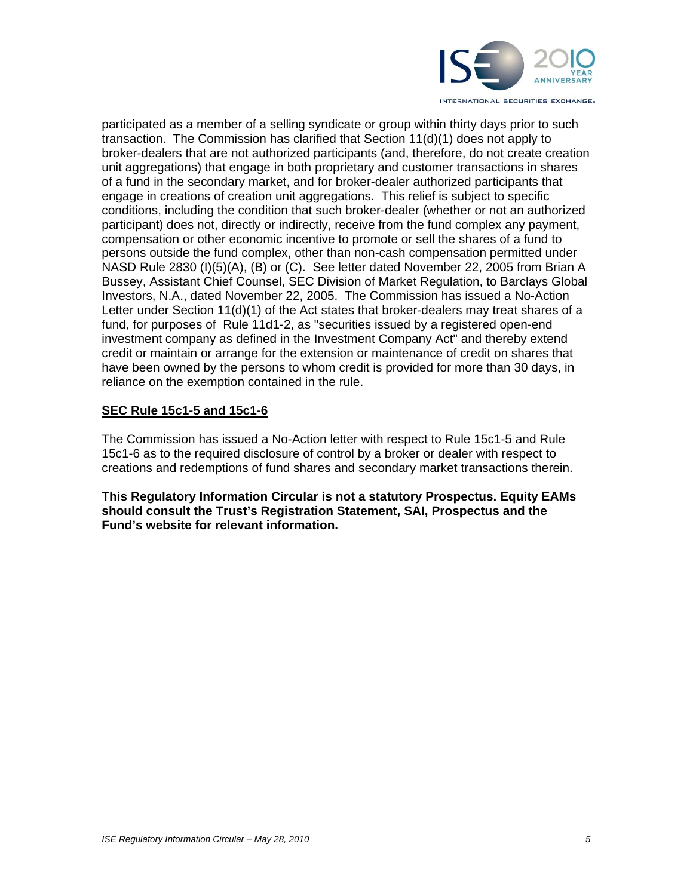participated as a member of a selling syndicate or group within thirty days prior to such transaction. The Commission has clarified that Section 11(d)(1) does not apply to broker-dealers that are not authorized participants (and, therefore, do not create creation unit aggregations) that engage in both proprietary and customer transactions in shares of a fund in the secondary market, and for broker-dealer authorized participants that engage in creations of creation unit aggregations. This relief is subject to specific conditions, including the condition that such broker-dealer (whether or not an authorized participant) does not, directly or indirectly, receive from the fund complex any payment, compensation or other economic incentive to promote or sell the shares of a fund to persons outside the fund complex, other than non-cash compensation permitted under NASD Rule 2830 (I)(5)(A), (B) or (C). See letter dated November 22, 2005 from Brian A Bussey, Assistant Chief Counsel, SEC Division of Market Regulation, to Barclays Global Investors, N.A., dated November 22, 2005. The Commission has issued a No-Action Letter under Section 11(d)(1) of the Act states that broker-dealers may treat shares of a fund, for purposes of Rule 11d1-2, as "securities issued by a registered open-end investment company as defined in the Investment Company Act" and thereby extend credit or maintain or arrange for the extension or maintenance of credit on shares that have been owned by the persons to whom credit is provided for more than 30 days, in reliance on the exemption contained in the rule.

**SEC Rule 15c1-5 and 15c1-6**

The Commission has issued a No-Action letter with respect to Rule 15c1-5 and Rule 15c1-6 as to the required disclosure of control by a broker or dealer with respect to creations and redemptions of fund shares and secondary market transactions therein.

**This Regulatory Information Circular is not a statutory Prospectus. Equity EAMs should consult the Trust's Registration Statement, SAI, Prospectus and the Fund's website for relevant information.**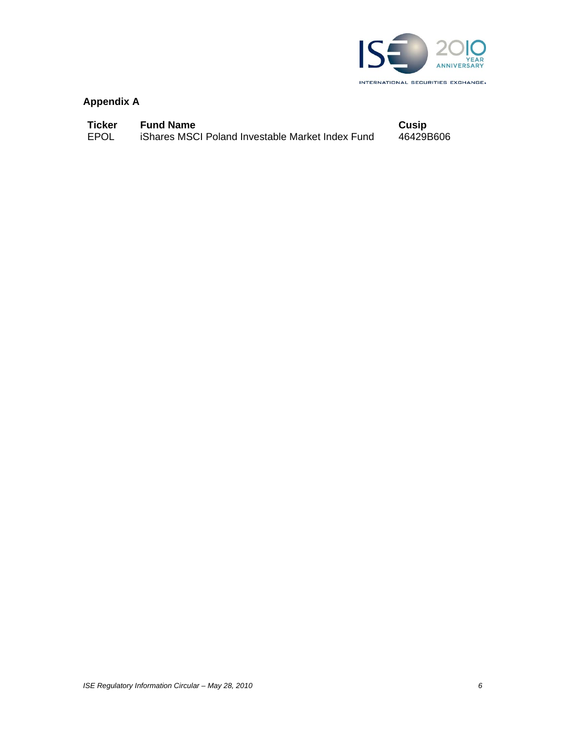## Appendix A

| Ticker | Fund Name | Cusip |
|---|---|---|
| EPOL | iShares MSCI Poland Investable Market Index Fund | 46429B606 |